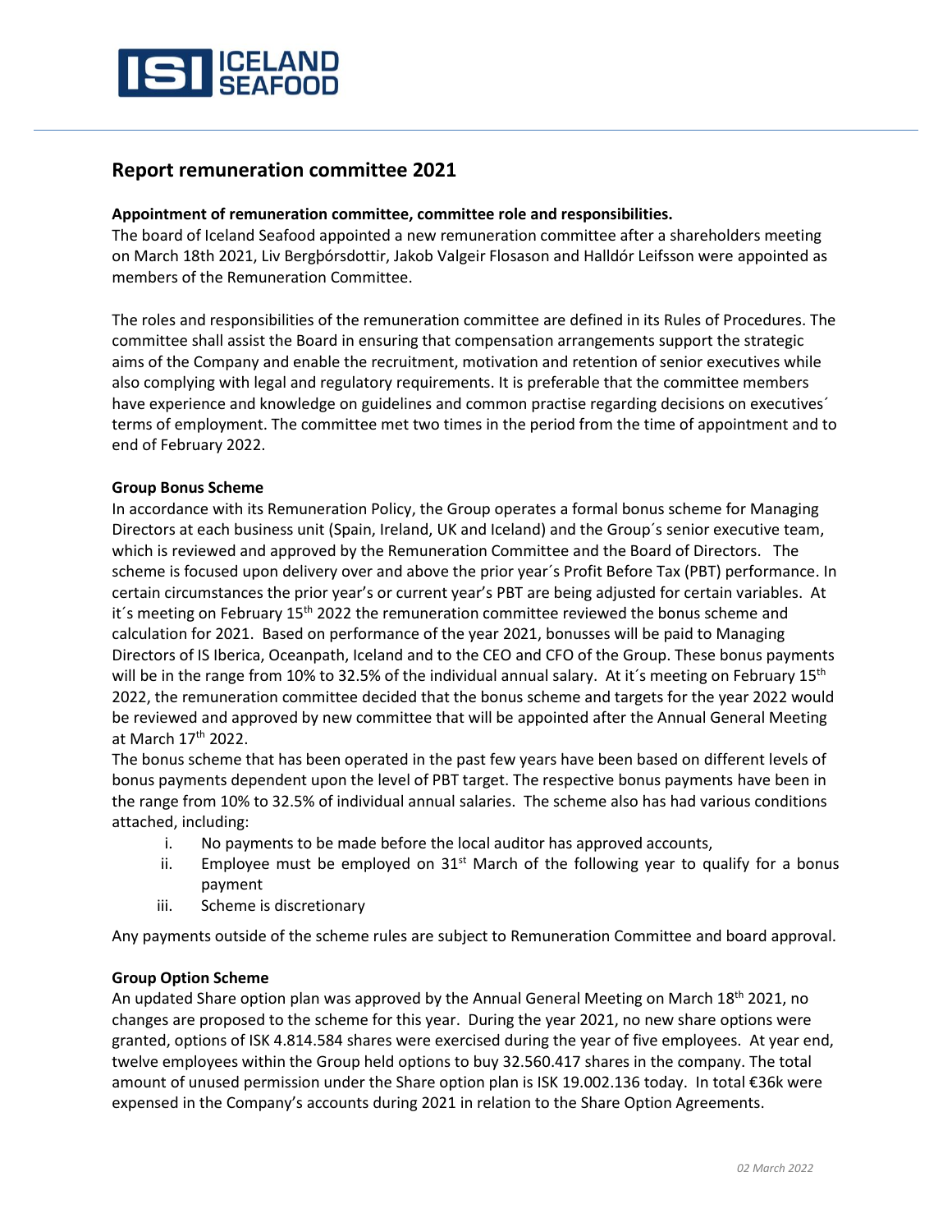# Report remuneration committee 2021

**Appointment of remuneration committee, committee role and responsibilities.**

The board of Iceland Seafood appointed a new remuneration committee after a shareholders meeting on March 18th 2021, Liv Bergþórsdottir, Jakob Valgeir Flosason and Halldór Leifsson were appointed as members of the Remuneration Committee.

The roles and responsibilities of the remuneration committee are defined in its Rules of Procedures. The committee shall assist the Board in ensuring that compensation arrangements support the strategic aims of the Company and enable the recruitment, motivation and retention of senior executives while also complying with legal and regulatory requirements. It is preferable that the committee members have experience and knowledge on guidelines and common practise regarding decisions on executives´ terms of employment. The committee met two times in the period from the time of appointment and to end of February 2022.

**Group Bonus Scheme**

In accordance with its Remuneration Policy, the Group operates a formal bonus scheme for Managing Directors at each business unit (Spain, Ireland, UK and Iceland) and the Group´s senior executive team, which is reviewed and approved by the Remuneration Committee and the Board of Directors. The scheme is focused upon delivery over and above the prior year´s Profit Before Tax (PBT) performance. In certain circumstances the prior year's or current year's PBT are being adjusted for certain variables. At it´s meeting on February 15th 2022 the remuneration committee reviewed the bonus scheme and calculation for 2021. Based on performance of the year 2021, bonusses will be paid to Managing Directors of IS Iberica, Oceanpath, Iceland and to the CEO and CFO of the Group. These bonus payments will be in the range from 10% to 32.5% of the individual annual salary. At it´s meeting on February 15th 2022, the remuneration committee decided that the bonus scheme and targets for the year 2022 would be reviewed and approved by new committee that will be appointed after the Annual General Meeting at March 17th 2022.

The bonus scheme that has been operated in the past few years have been based on different levels of bonus payments dependent upon the level of PBT target. The respective bonus payments have been in the range from 10% to 32.5% of individual annual salaries. The scheme also has had various conditions attached, including:

1. No payments to be made before the local auditor has approved accounts,
2. Employee must be employed on 31st March of the following year to qualify for a bonus payment
3. Scheme is discretionary

Any payments outside of the scheme rules are subject to Remuneration Committee and board approval.

**Group Option Scheme**

An updated Share option plan was approved by the Annual General Meeting on March 18th 2021, no changes are proposed to the scheme for this year. During the year 2021, no new share options were granted, options of ISK 4.814.584 shares were exercised during the year of five employees. At year end, twelve employees within the Group held options to buy 32.560.417 shares in the company. The total amount of unused permission under the Share option plan is ISK 19.002.136 today. In total €36k were expensed in the Company's accounts during 2021 in relation to the Share Option Agreements.

*02 March 2022*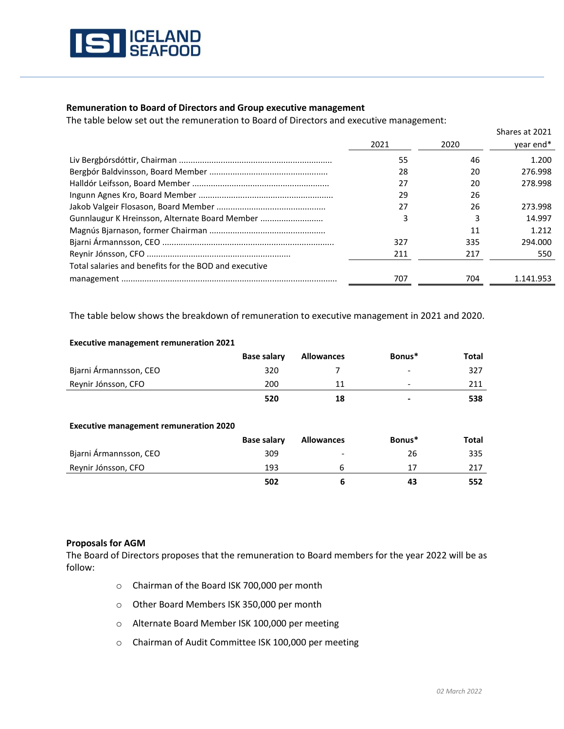### Remuneration to Board of Directors and Group executive management

The table below set out the remuneration to Board of Directors and executive management:

| | 2021 | 2020 | Shares at 2021 year end* |
|---|---|---|---|
| Liv Bergþórsdóttir, Chairman | 55 | 46 | 1.200 |
| Bergþór Baldvinsson, Board Member | 28 | 20 | 276.998 |
| Halldór Leifsson, Board Member | 27 | 20 | 278.998 |
| Ingunn Agnes Kro, Board Member | 29 | 26 | |
| Jakob Valgeir Flosason, Board Member | 27 | 26 | 273.998 |
| Gunnlaugur K Hreinsson, Alternate Board Member | 3 | 3 | 14.997 |
| Magnús Bjarnason, former Chairman | | 11 | 1.212 |
| Bjarni Ármannsson, CEO | 327 | 335 | 294.000 |
| Reynir Jónsson, CFO | 211 | 217 | 550 |
| Total salaries and benefits for the BOD and executive management | 707 | 704 | 1.141.953 |

The table below shows the breakdown of remuneration to executive management in 2021 and 2020.

**Executive management remuneration 2021**

| | Base salary | Allowances | Bonus* | Total |
|---|---|---|---|---|
| Bjarni Ármannsson, CEO | 320 | 7 | - | 327 |
| Reynir Jónsson, CFO | 200 | 11 | - | 211 |
| | **520** | **18** | **-** | **538** |

**Executive management remuneration 2020**

| | Base salary | Allowances | Bonus* | Total |
|---|---|---|---|---|
| Bjarni Ármannsson, CEO | 309 | - | 26 | 335 |
| Reynir Jónsson, CFO | 193 | 6 | 17 | 217 |
| | **502** | **6** | **43** | **552** |

### Proposals for AGM

The Board of Directors proposes that the remuneration to Board members for the year 2022 will be as follow:

- Chairman of the Board ISK 700,000 per month
- Other Board Members ISK 350,000 per month
- Alternate Board Member ISK 100,000 per meeting
- Chairman of Audit Committee ISK 100,000 per meeting

*02 March 2022*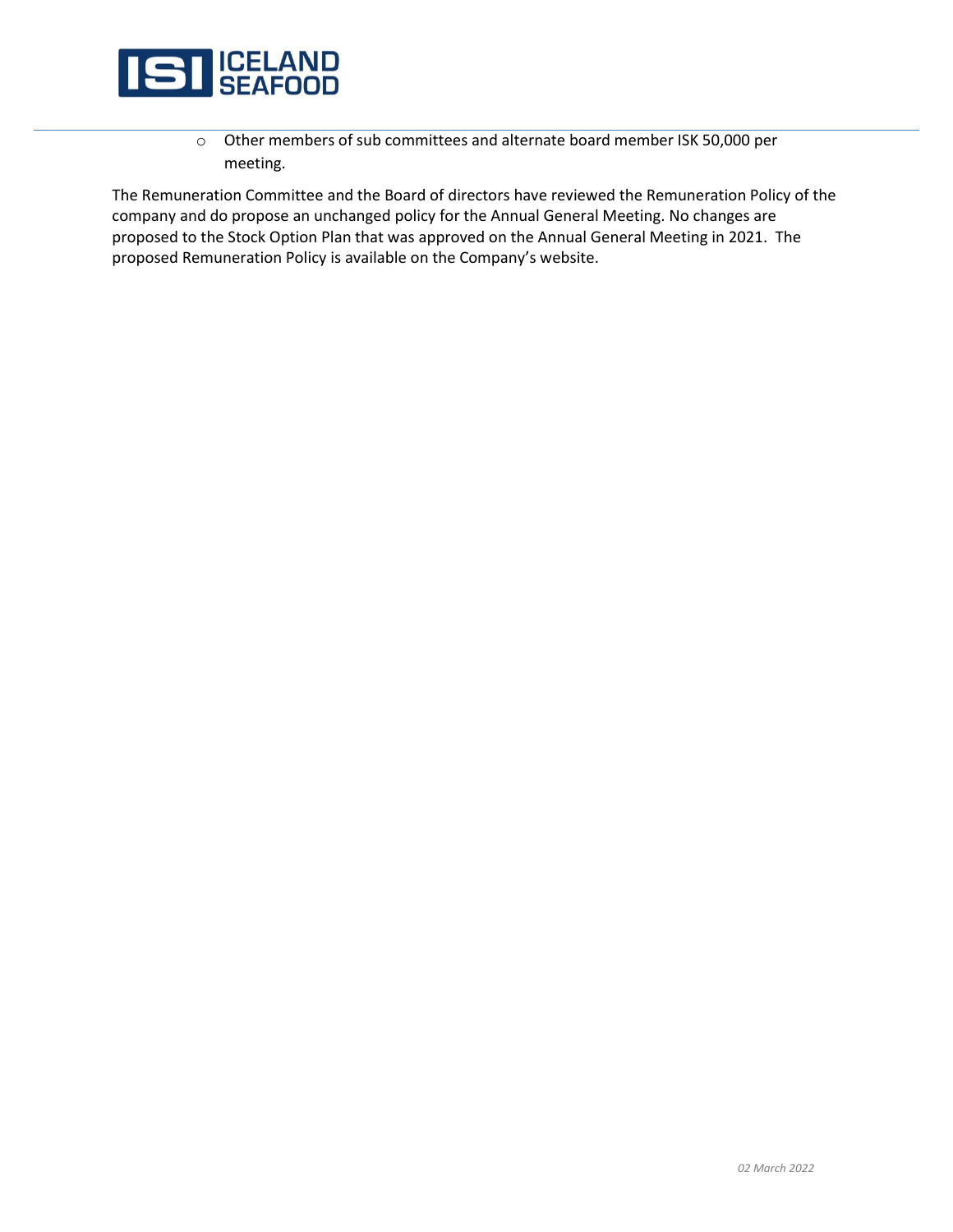- Other members of sub committees and alternate board member ISK 50,000 per meeting.

The Remuneration Committee and the Board of directors have reviewed the Remuneration Policy of the company and do propose an unchanged policy for the Annual General Meeting. No changes are proposed to the Stock Option Plan that was approved on the Annual General Meeting in 2021. The proposed Remuneration Policy is available on the Company's website.

*02 March 2022*